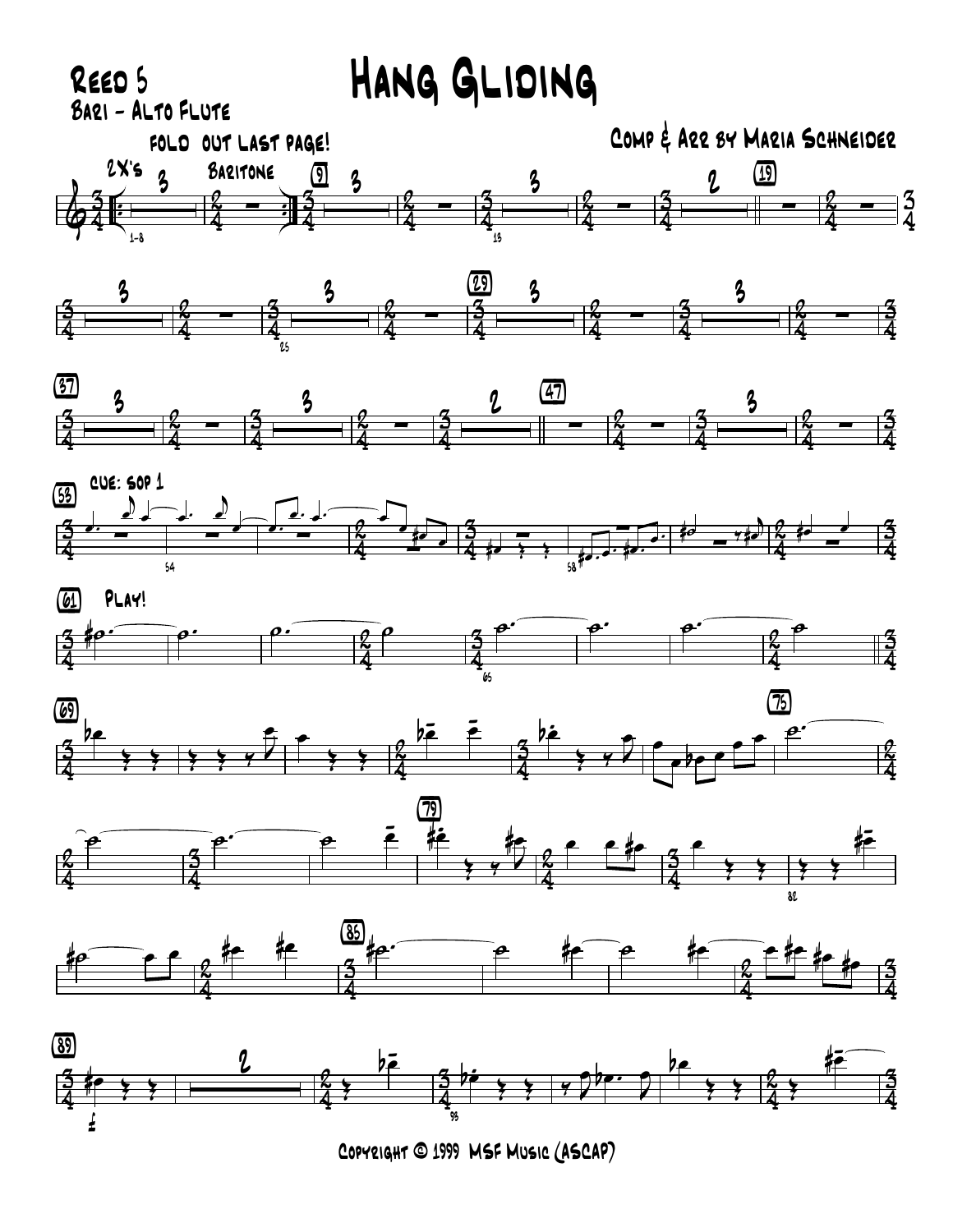Reed 5
Bari - Alto Flute

# Hang Gliding

Comp & Arr by Maria Schneider

fold out last page!

Copyright © 1999 MSF Music (ASCAP)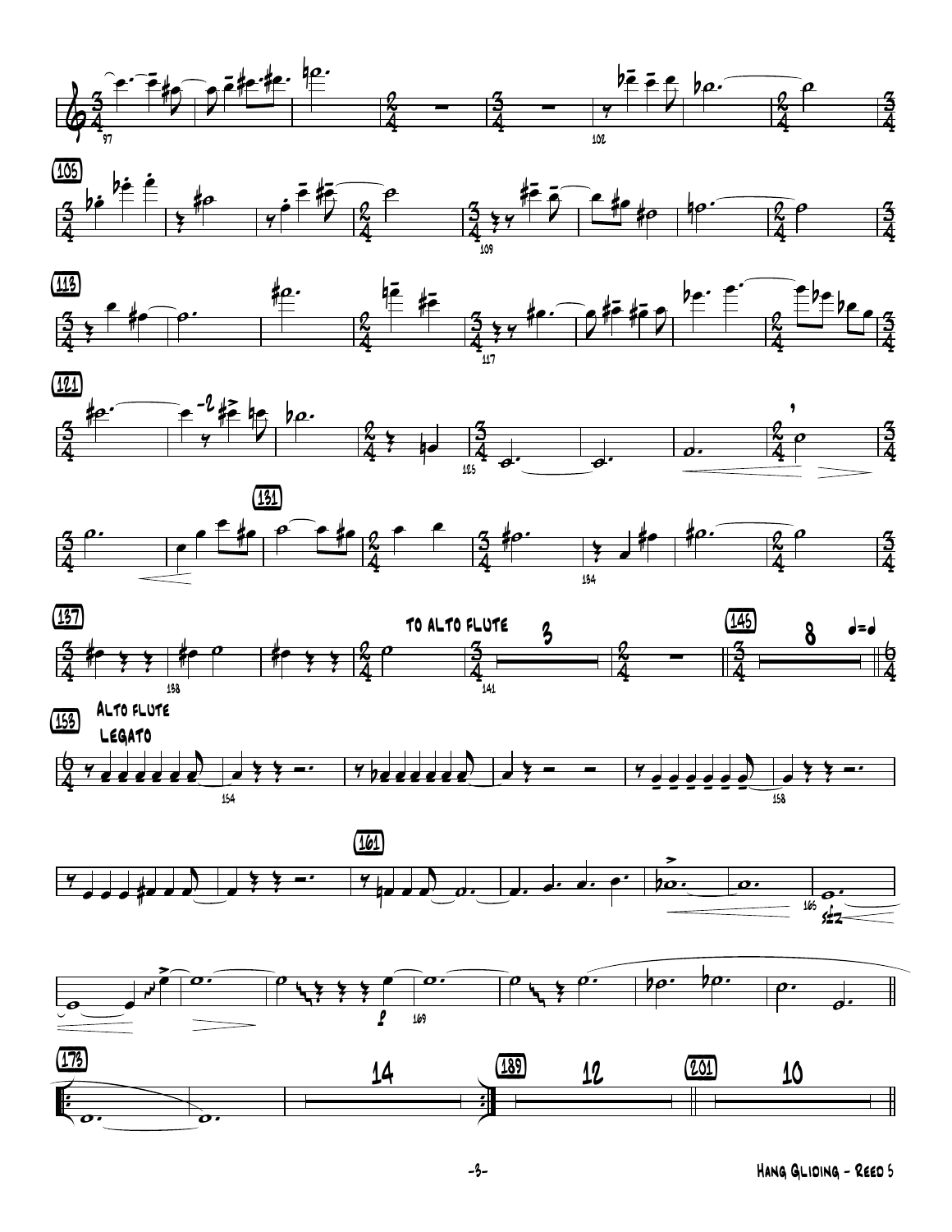TO ALTO FLUTE

Alto flute

Legato